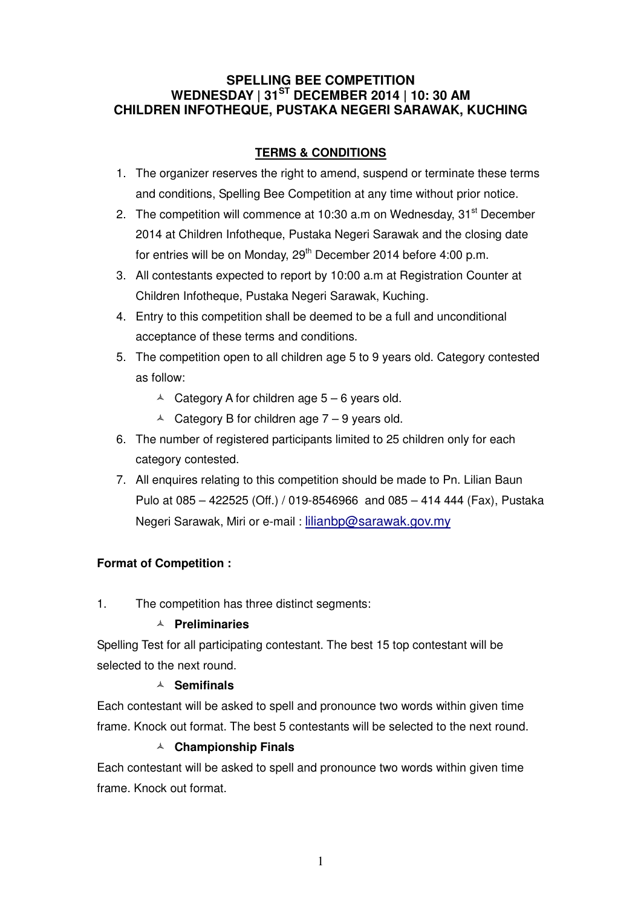# SPELLING BEE COMPETITION
# WEDNESDAY | 31ST DECEMBER 2014 | 10: 30 AM
# CHILDREN INFOTHEQUE, PUSTAKA NEGERI SARAWAK, KUCHING

## TERMS & CONDITIONS

1. The organizer reserves the right to amend, suspend or terminate these terms and conditions, Spelling Bee Competition at any time without prior notice.
2. The competition will commence at 10:30 a.m on Wednesday, 31st December 2014 at Children Infotheque, Pustaka Negeri Sarawak and the closing date for entries will be on Monday, 29th December 2014 before 4:00 p.m.
3. All contestants expected to report by 10:00 a.m at Registration Counter at Children Infotheque, Pustaka Negeri Sarawak, Kuching.
4. Entry to this competition shall be deemed to be a full and unconditional acceptance of these terms and conditions.
5. The competition open to all children age 5 to 9 years old. Category contested as follow:
   - Category A for children age 5 – 6 years old.
   - Category B for children age 7 – 9 years old.
6. The number of registered participants limited to 25 children only for each category contested.
7. All enquires relating to this competition should be made to Pn. Lilian Baun Pulo at 085 – 422525 (Off.) / 019-8546966 and 085 – 414 444 (Fax), Pustaka Negeri Sarawak, Miri or e-mail : lilianbp@sarawak.gov.my

**Format of Competition :**

1. The competition has three distinct segments:

   - **Preliminaries**

Spelling Test for all participating contestant. The best 15 top contestant will be selected to the next round.

   - **Semifinals**

Each contestant will be asked to spell and pronounce two words within given time frame. Knock out format. The best 5 contestants will be selected to the next round.

   - **Championship Finals**

Each contestant will be asked to spell and pronounce two words within given time frame. Knock out format.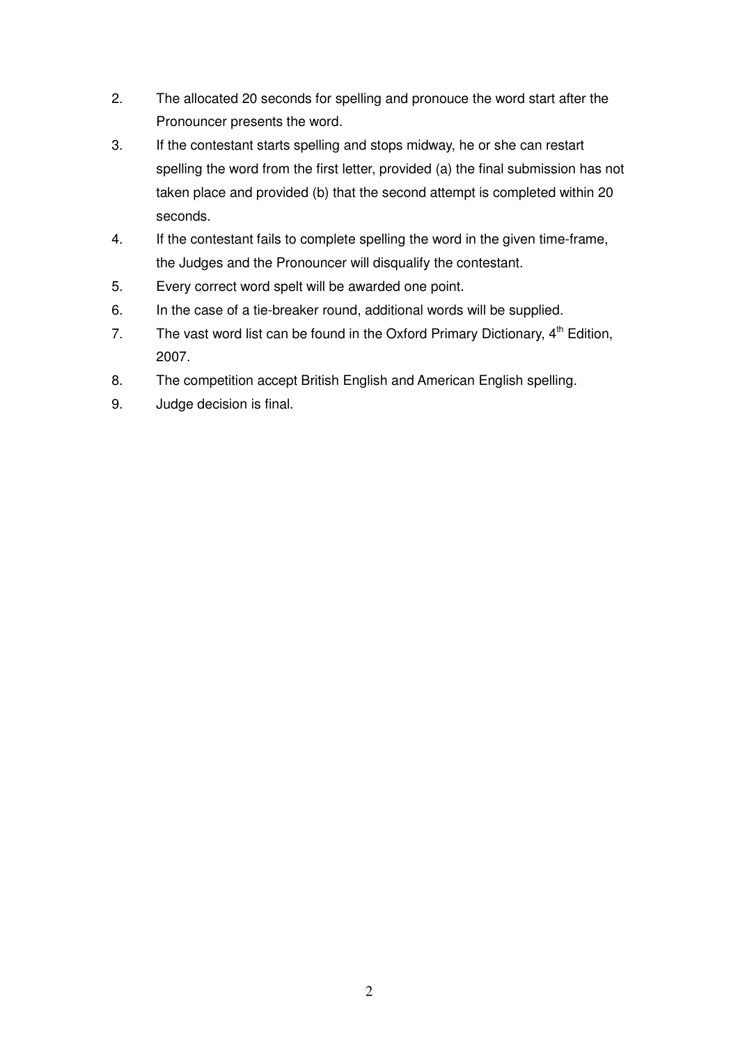2. The allocated 20 seconds for spelling and pronouce the word start after the Pronouncer presents the word.
3. If the contestant starts spelling and stops midway, he or she can restart spelling the word from the first letter, provided (a) the final submission has not taken place and provided (b) that the second attempt is completed within 20 seconds.
4. If the contestant fails to complete spelling the word in the given time-frame, the Judges and the Pronouncer will disqualify the contestant.
5. Every correct word spelt will be awarded one point.
6. In the case of a tie-breaker round, additional words will be supplied.
7. The vast word list can be found in the Oxford Primary Dictionary, 4th Edition, 2007.
8. The competition accept British English and American English spelling.
9. Judge decision is final.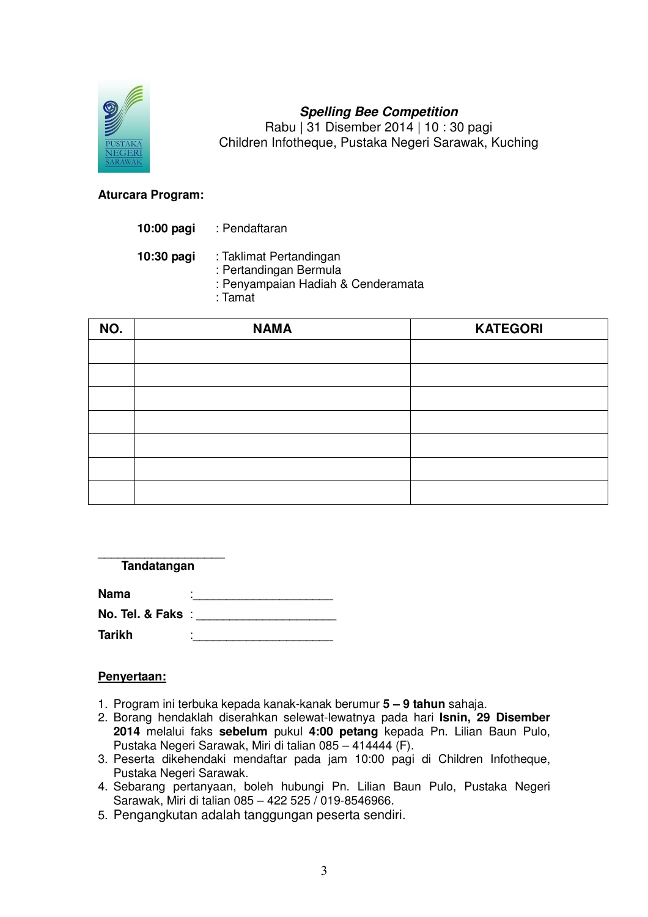***Spelling Bee Competition***
Rabu | 31 Disember 2014 | 10 : 30 pagi
Children Infotheque, Pustaka Negeri Sarawak, Kuching

**Aturcara Program:**

**10:00 pagi** : Pendaftaran

**10:30 pagi** : Taklimat Pertandingan
: Pertandingan Bermula
: Penyampaian Hadiah & Cenderamata
: Tamat

| NO. | NAMA | KATEGORI |
|---|---|---|
| | | |
| | | |
| | | |
| | | |
| | | |
| | | |
| | | |

____________________
**Tandatangan**

**Nama** : ______________________

**No. Tel. & Faks** : ______________________

**Tarikh** : ______________________

**Penyertaan:**

1. Program ini terbuka kepada kanak-kanak berumur **5 – 9 tahun** sahaja.
2. Borang hendaklah diserahkan selewat-lewatnya pada hari **Isnin, 29 Disember 2014** melalui faks **sebelum** pukul **4:00 petang** kepada Pn. Lilian Baun Pulo, Pustaka Negeri Sarawak, Miri di talian 085 – 414444 (F).
3. Peserta dikehendaki mendaftar pada jam 10:00 pagi di Children Infotheque, Pustaka Negeri Sarawak.
4. Sebarang pertanyaan, boleh hubungi Pn. Lilian Baun Pulo, Pustaka Negeri Sarawak, Miri di talian 085 – 422 525 / 019-8546966.
5. Pengangkutan adalah tanggungan peserta sendiri.